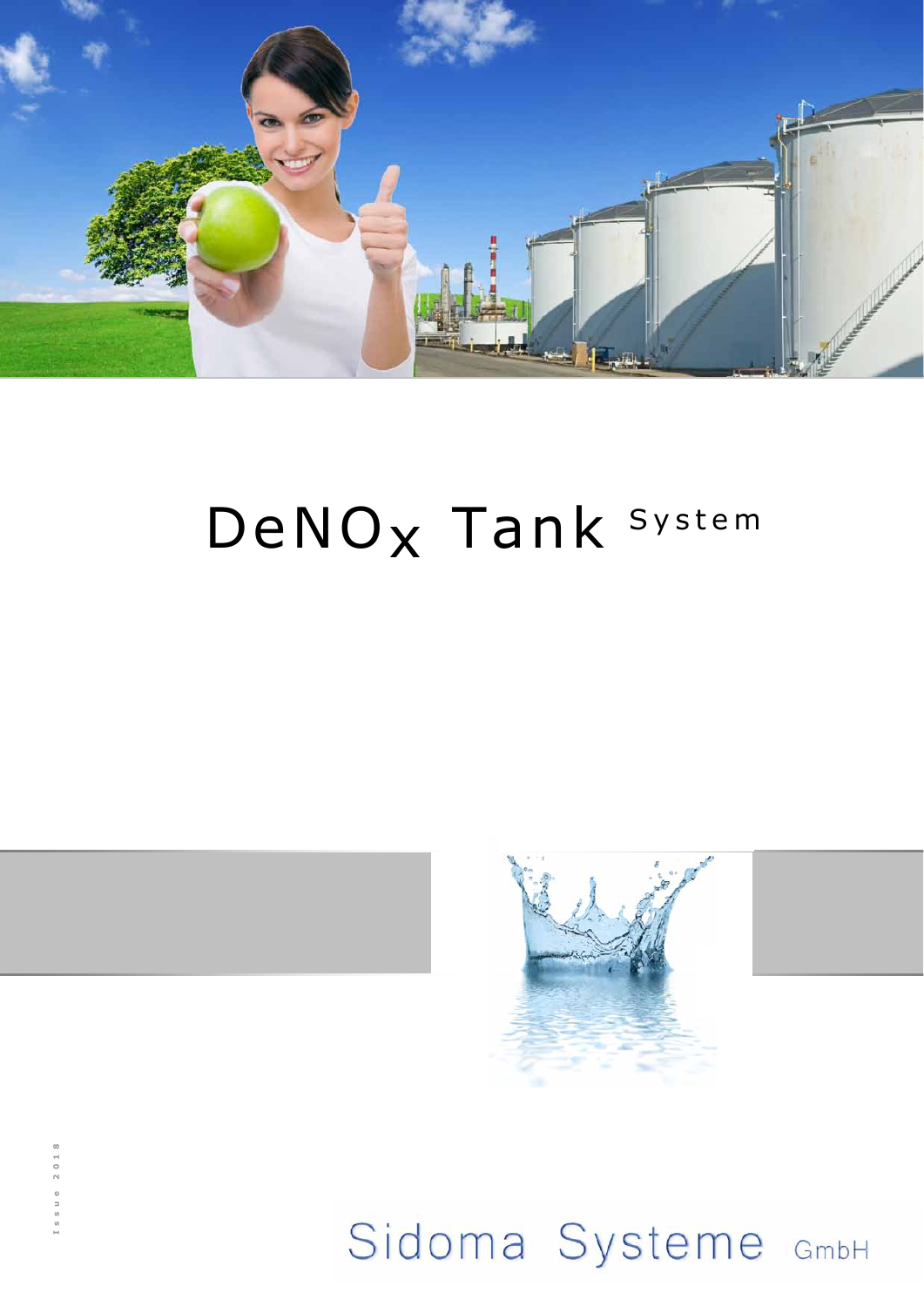# $DeNO_x$ Tank System

Issue 2018

Sidoma Systeme GmbH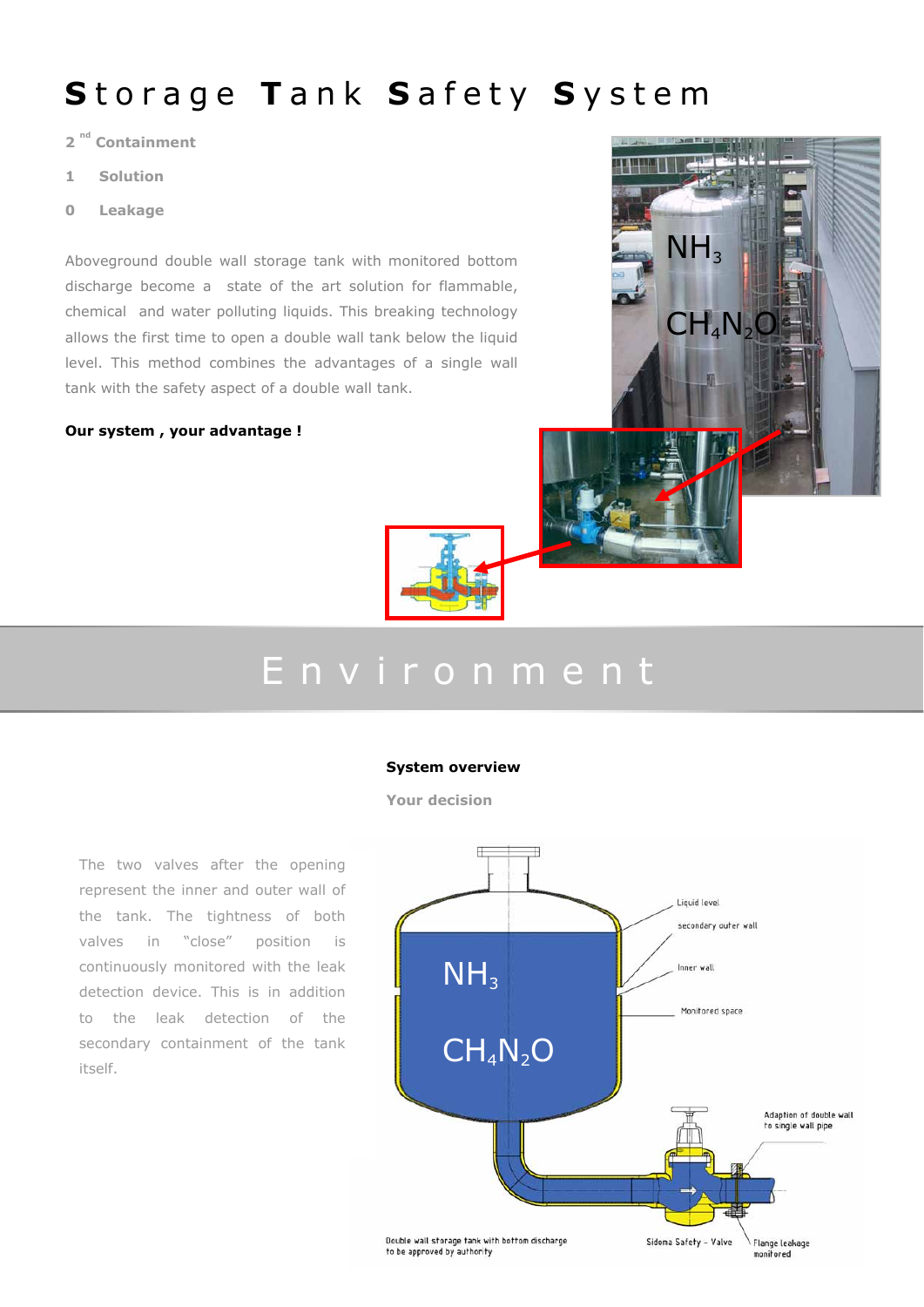# Storage Tank Safety System

2 [nd] Containment

1 Solution

0 Leakage

Aboveground double wall storage tank with monitored bottom discharge become a state of the art solution for flammable, chemical and water polluting liquids. This breaking technology allows the first time to open a double wall tank below the liquid level. This method combines the advantages of a single wall tank with the safety aspect of a double wall tank.

**Our system , your advantage !**

$NH_3$

$CH_4N_2O$

## Environment

**System overview**

**Your decision**

The two valves after the opening represent the inner and outer wall of the tank. The tightness of both valves in "close" position is continuously monitored with the leak detection device. This is in addition to the leak detection of the secondary containment of the tank itself.

$NH_3$

$CH_4N_2O$

Liquid level

secondary outer wall

Inner wall

Monitored space

Adaption of double wall to single wall pipe

Double wall storage tank with bottom discharge to be approved by authority

Sidema Safety – Valve

Flange leakage monitored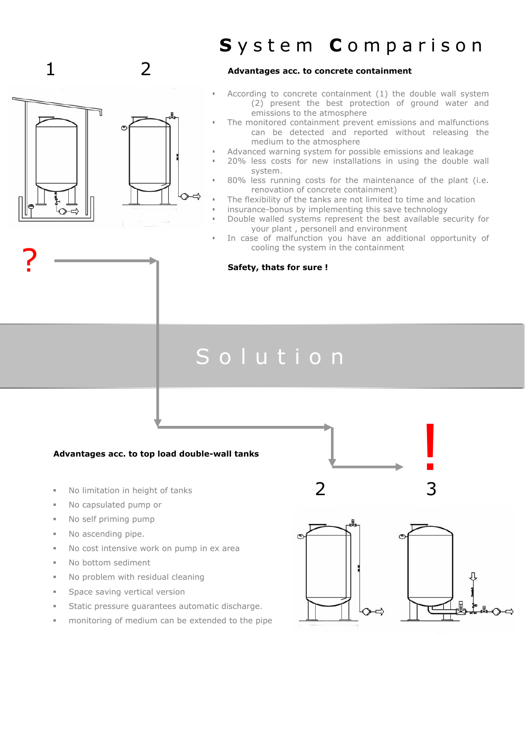# System Comparison

1 2

**Advantages acc. to concrete containment**

- According to concrete containment (1) the double wall system (2) present the best protection of ground water and emissions to the atmosphere
- The monitored containment prevent emissions and malfunctions can be detected and reported without releasing the medium to the atmosphere
- Advanced warning system for possible emissions and leakage
- 20% less costs for new installations in using the double wall system.
- 80% less running costs for the maintenance of the plant (i.e. renovation of concrete containment)
- The flexibility of the tanks are not limited to time and location
- insurance-bonus by implementing this save technology
- Double walled systems represent the best available security for your plant , personell and environment
- In case of malfunction you have an additional opportunity of cooling the system in the containment

**Safety, thats for sure !**

?

## Solution

**Advantages acc. to top load double-wall tanks**

- No limitation in height of tanks
- No capsulated pump or
- No self priming pump
- No ascending pipe.
- No cost intensive work on pump in ex area
- No bottom sediment
- No problem with residual cleaning
- Space saving vertical version
- Static pressure guarantees automatic discharge.
- monitoring of medium can be extended to the pipe

!

2 3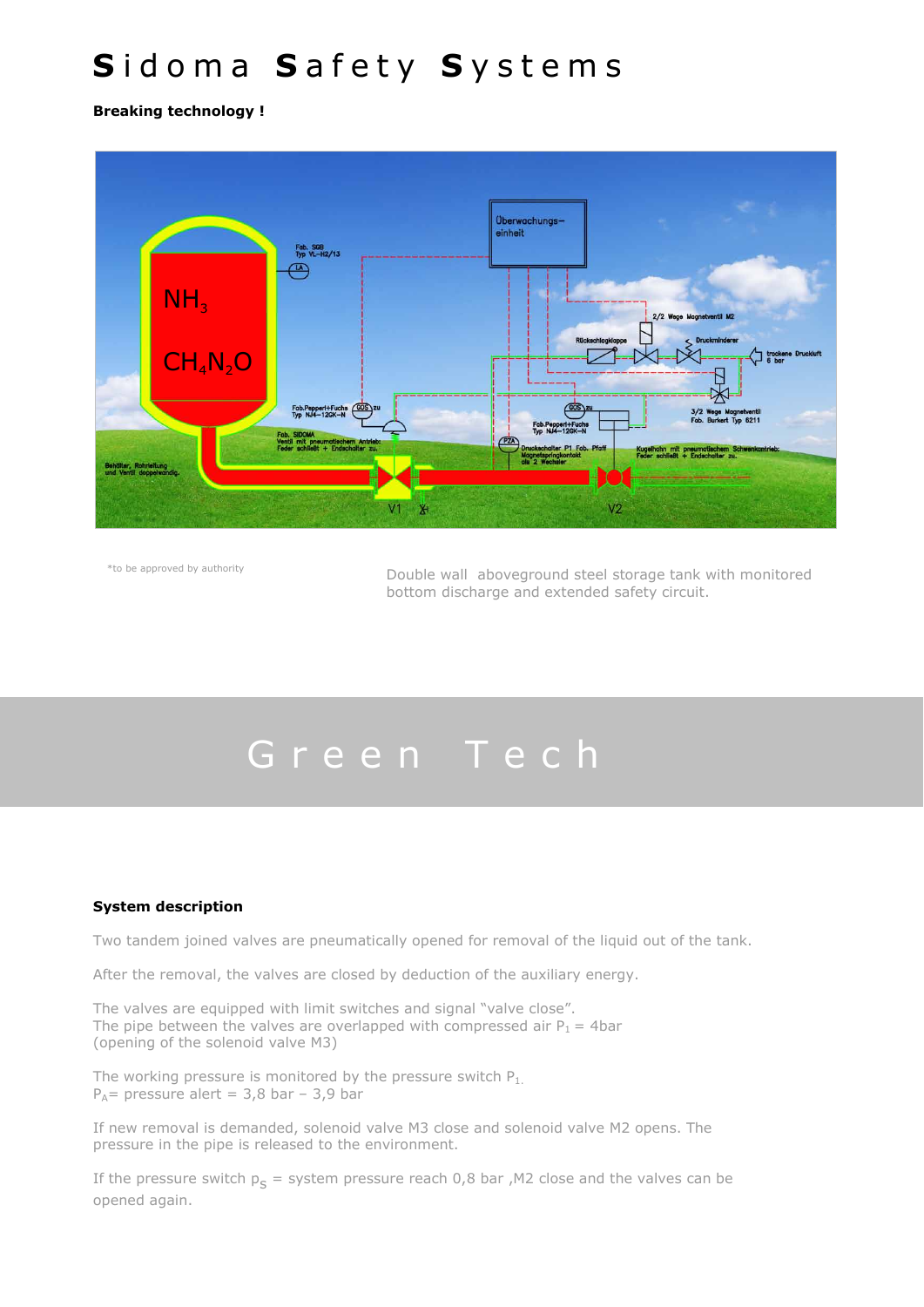# Sidoma Safety Systems

**Breaking technology !**

\*to be approved by authority

Double wall aboveground steel storage tank with monitored bottom discharge and extended safety circuit.

# Green Tech

**System description**

Two tandem joined valves are pneumatically opened for removal of the liquid out of the tank.

After the removal, the valves are closed by deduction of the auxiliary energy.

The valves are equipped with limit switches and signal “valve close”.
The pipe between the valves are overlapped with compressed air $P_1$ = 4bar
(opening of the solenoid valve M3)

The working pressure is monitored by the pressure switch $P_1$.
$P_A$= pressure alert = 3,8 bar – 3,9 bar

If new removal is demanded, solenoid valve M3 close and solenoid valve M2 opens. The pressure in the pipe is released to the environment.

If the pressure switch $p_S$ = system pressure reach 0,8 bar ,M2 close and the valves can be opened again.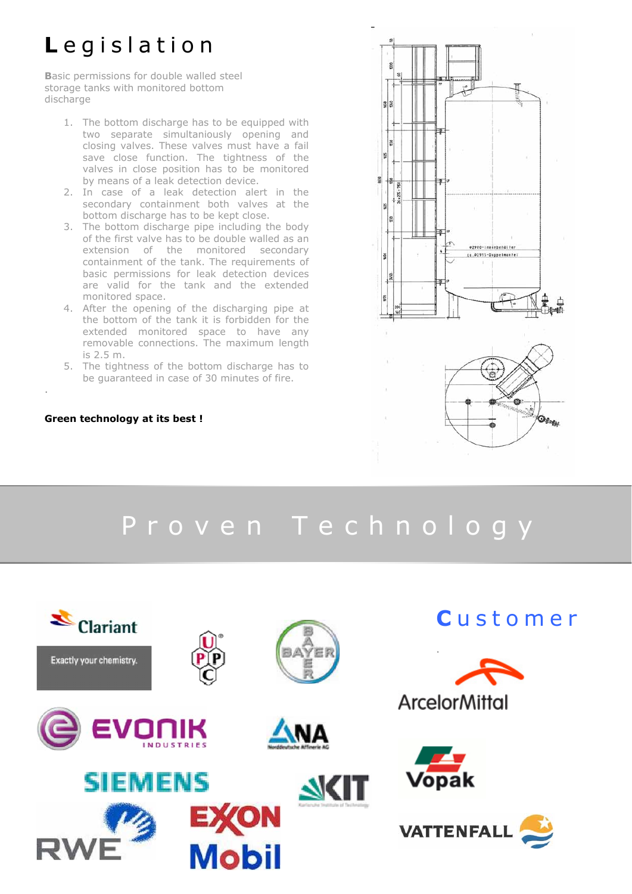# Legislation

Basic permissions for double walled steel storage tanks with monitored bottom discharge

1. The bottom discharge has to be equipped with two separate simultaniously opening and closing valves. These valves must have a fail save close function. The tightness of the valves in close position has to be monitored by means of a leak detection device.
2. In case of a leak detection alert in the secondary containment both valves at the bottom discharge has to be kept close.
3. The bottom discharge pipe including the body of the first valve has to be double walled as an extension of the monitored secondary containment of the tank. The requirements of basic permissions for leak detection devices are valid for the tank and the extended monitored space.
4. After the opening of the discharging pipe at the bottom of the tank it is forbidden for the extended monitored space to have any removable connections. The maximum length is 2.5 m.
5. The tightness of the bottom discharge has to be guaranteed in case of 30 minutes of fire.

**Green technology at its best !**

# Proven Technology

## Customer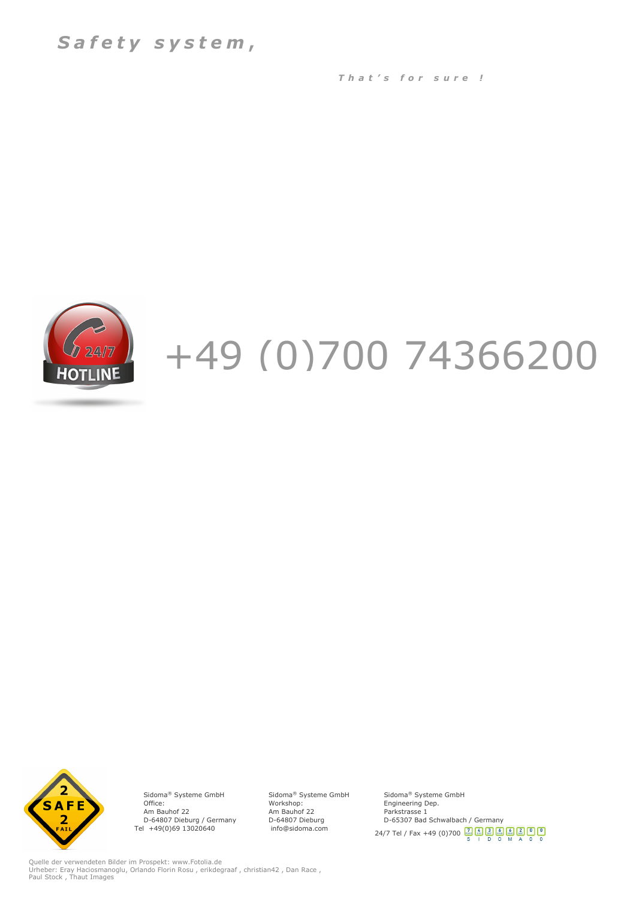*Safety system,*

*That's for sure !*

24/7 HOTLINE

+49 (0)700 74366200

2 SAFE 2 FAIL

Sidoma® Systeme GmbH
Office:
Am Bauhof 22
D-64807 Dieburg / Germany
Tel +49(0)69 13020640

Sidoma® Systeme GmbH
Workshop:
Am Bauhof 22
D-64807 Dieburg
info@sidoma.com

Sidoma® Systeme GmbH
Engineering Dep.
Parkstrasse 1
D-65307 Bad Schwalbach / Germany
24/7 Tel / Fax +49 (0)700 74366200 (S I D O M A 0 0)

Quelle der verwendeten Bilder im Prospekt: www.Fotolia.de
Urheber: Eray Haciosmanoglu, Orlando Florin Rosu , erikdegraaf , christian42 , Dan Race , Paul Stock , Thaut Images